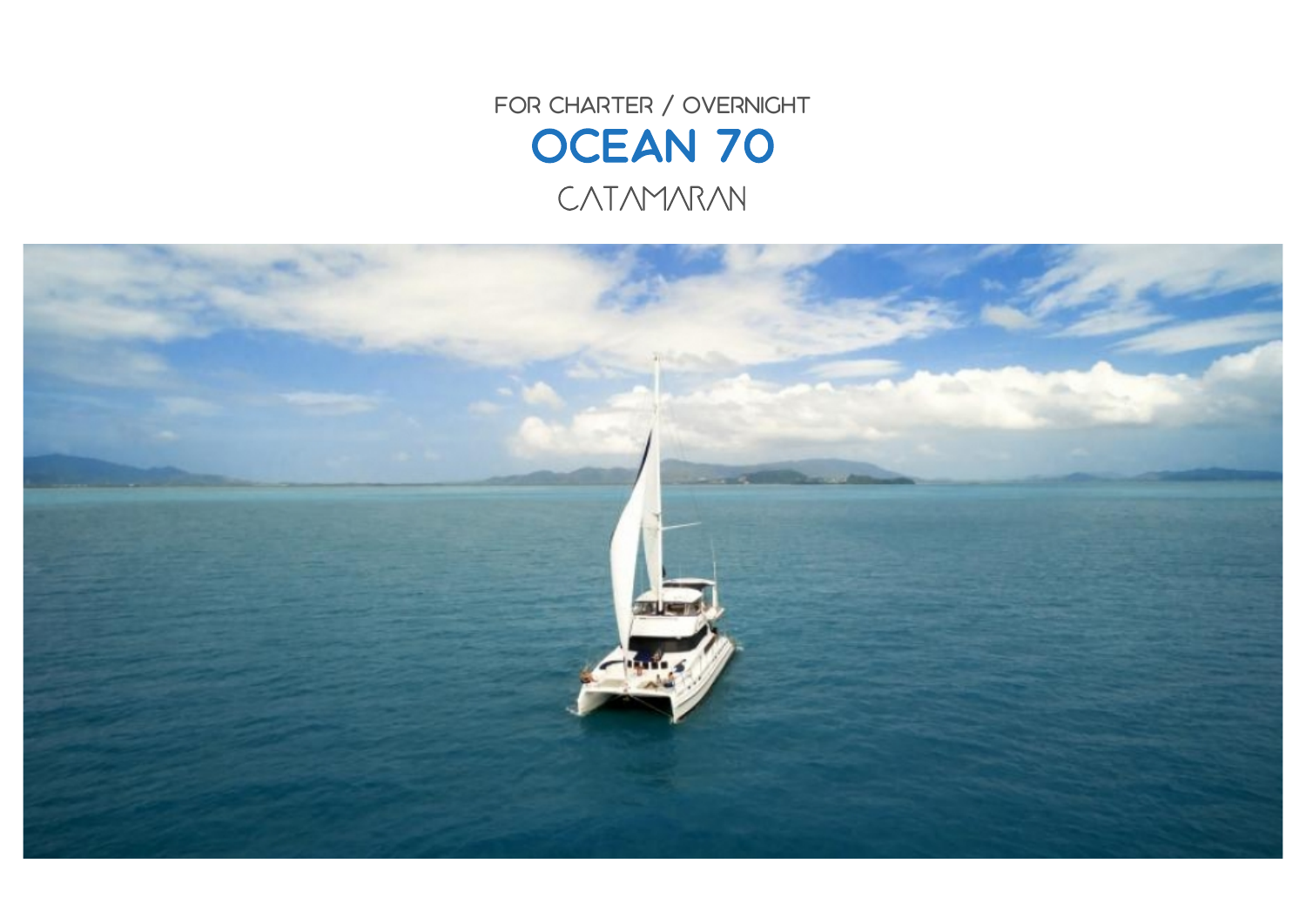FOR CHARTER / OVERNIGHT

# OCEAN 70

CATAMARAN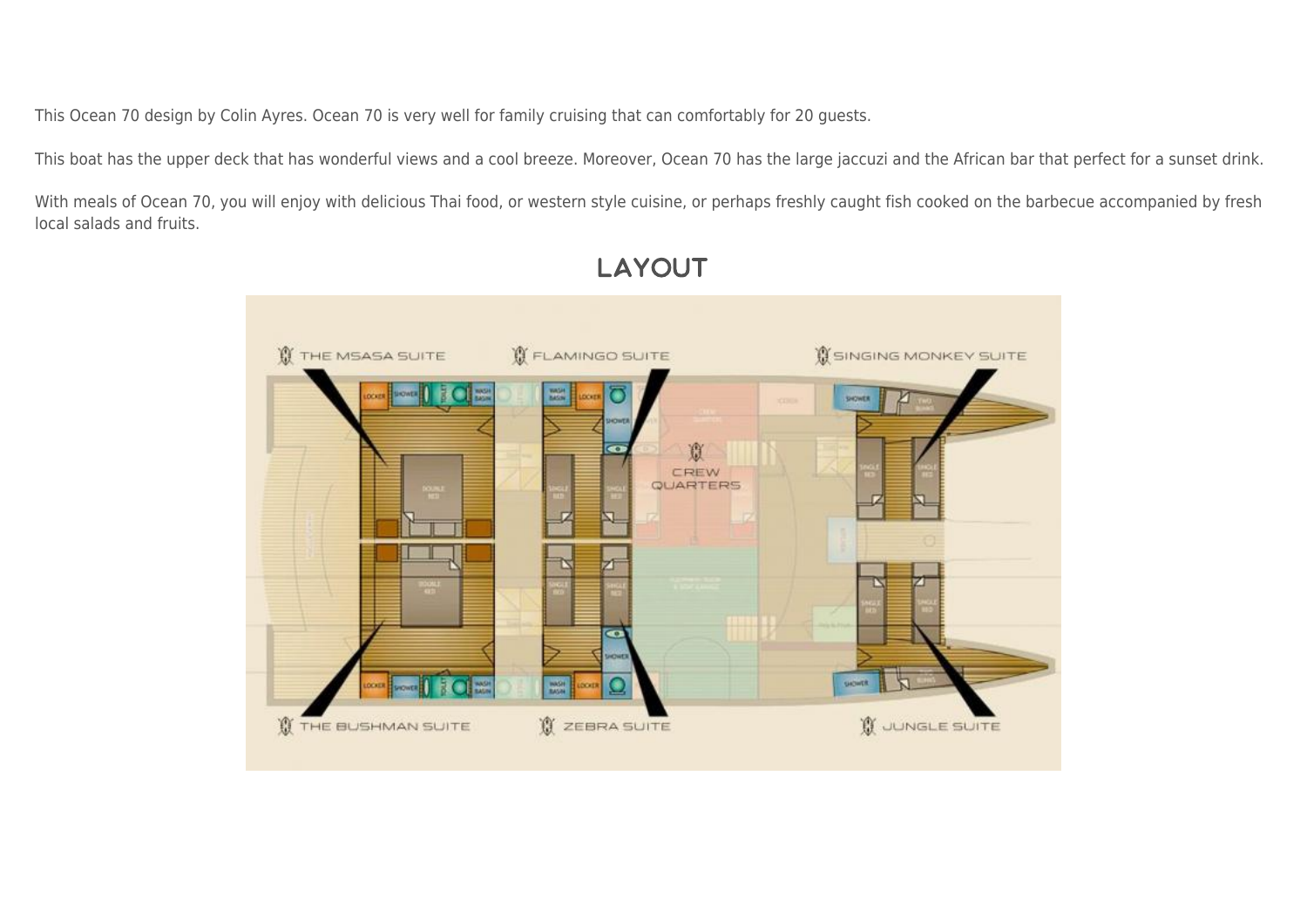This Ocean 70 design by Colin Ayres. Ocean 70 is very well for family cruising that can comfortably for 20 guests.

This boat has the upper deck that has wonderful views and a cool breeze. Moreover, Ocean 70 has the large jaccuzi and the African bar that perfect for a sunset drink.

With meals of Ocean 70, you will enjoy with delicious Thai food, or western style cuisine, or perhaps freshly caught fish cooked on the barbecue accompanied by fresh local salads and fruits.

## LAYOUT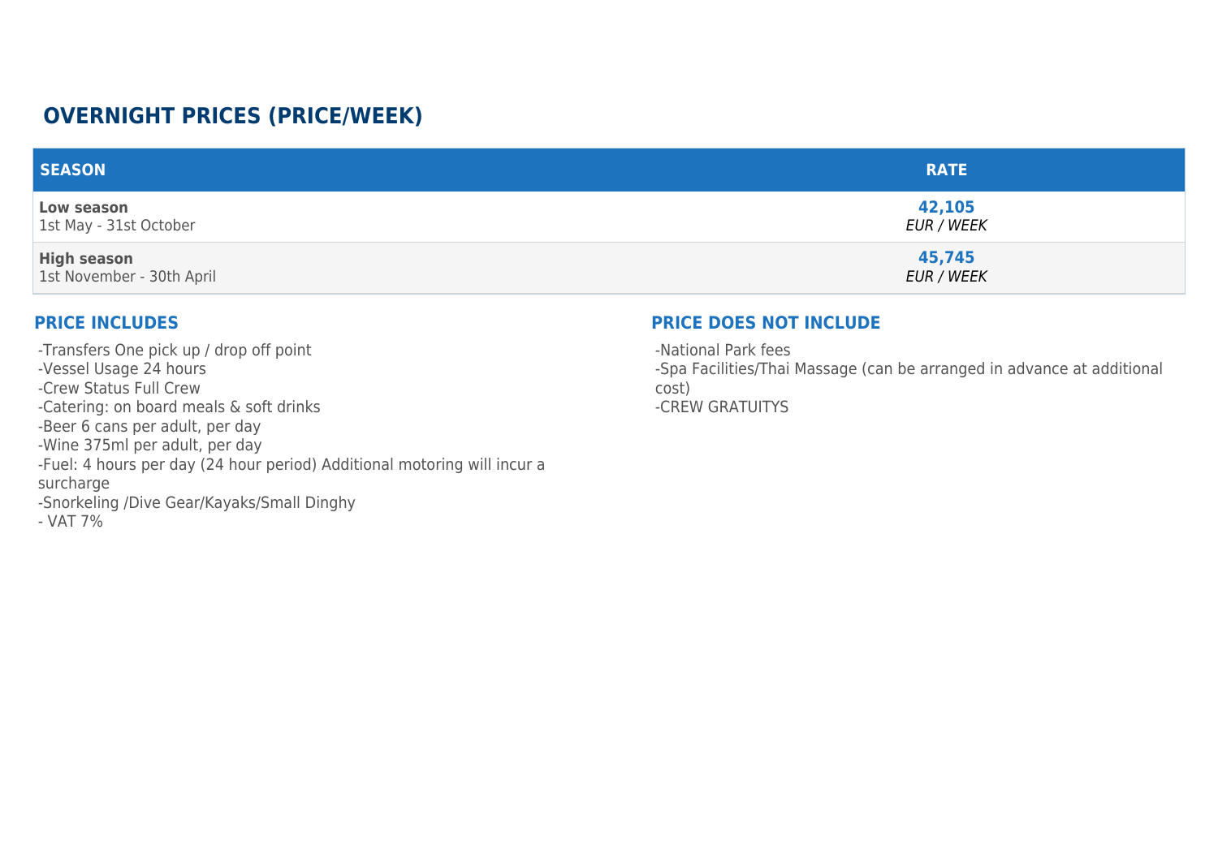## OVERNIGHT PRICES (PRICE/WEEK)

| SEASON | RATE |
| --- | --- |
| **Low season**<br>1st May - 31st October | **42,105**<br>*EUR / WEEK* |
| **High season**<br>1st November - 30th April | **45,745**<br>*EUR / WEEK* |

### PRICE INCLUDES

-Transfers One pick up / drop off point
-Vessel Usage 24 hours
-Crew Status Full Crew
-Catering: on board meals & soft drinks
-Beer 6 cans per adult, per day
-Wine 375ml per adult, per day
-Fuel: 4 hours per day (24 hour period) Additional motoring will incur a surcharge
-Snorkeling /Dive Gear/Kayaks/Small Dinghy
- VAT 7%

### PRICE DOES NOT INCLUDE

-National Park fees
-Spa Facilities/Thai Massage (can be arranged in advance at additional cost)
-CREW GRATUITYS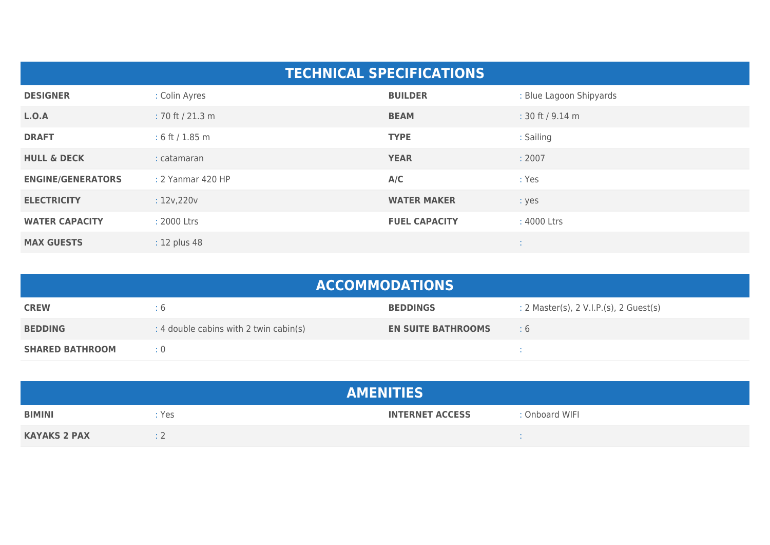## TECHNICAL SPECIFICATIONS

| | | | |
|---|---|---|---|
| **DESIGNER** | : Colin Ayres | **BUILDER** | : Blue Lagoon Shipyards |
| **L.O.A** | : 70 ft / 21.3 m | **BEAM** | : 30 ft / 9.14 m |
| **DRAFT** | : 6 ft / 1.85 m | **TYPE** | : Sailing |
| **HULL & DECK** | : catamaran | **YEAR** | : 2007 |
| **ENGINE/GENERATORS** | : 2 Yanmar 420 HP | **A/C** | : Yes |
| **ELECTRICITY** | : 12v,220v | **WATER MAKER** | : yes |
| **WATER CAPACITY** | : 2000 Ltrs | **FUEL CAPACITY** | : 4000 Ltrs |
| **MAX GUESTS** | : 12 plus 48 | | : |

## ACCOMMODATIONS

| | | | |
|---|---|---|---|
| **CREW** | : 6 | **BEDDINGS** | : 2 Master(s), 2 V.I.P.(s), 2 Guest(s) |
| **BEDDING** | : 4 double cabins with 2 twin cabin(s) | **EN SUITE BATHROOMS** | : 6 |
| **SHARED BATHROOM** | : 0 | | : |

## AMENITIES

| | | | |
|---|---|---|---|
| **BIMINI** | : Yes | **INTERNET ACCESS** | : Onboard WIFI |
| **KAYAKS 2 PAX** | : 2 | | : |